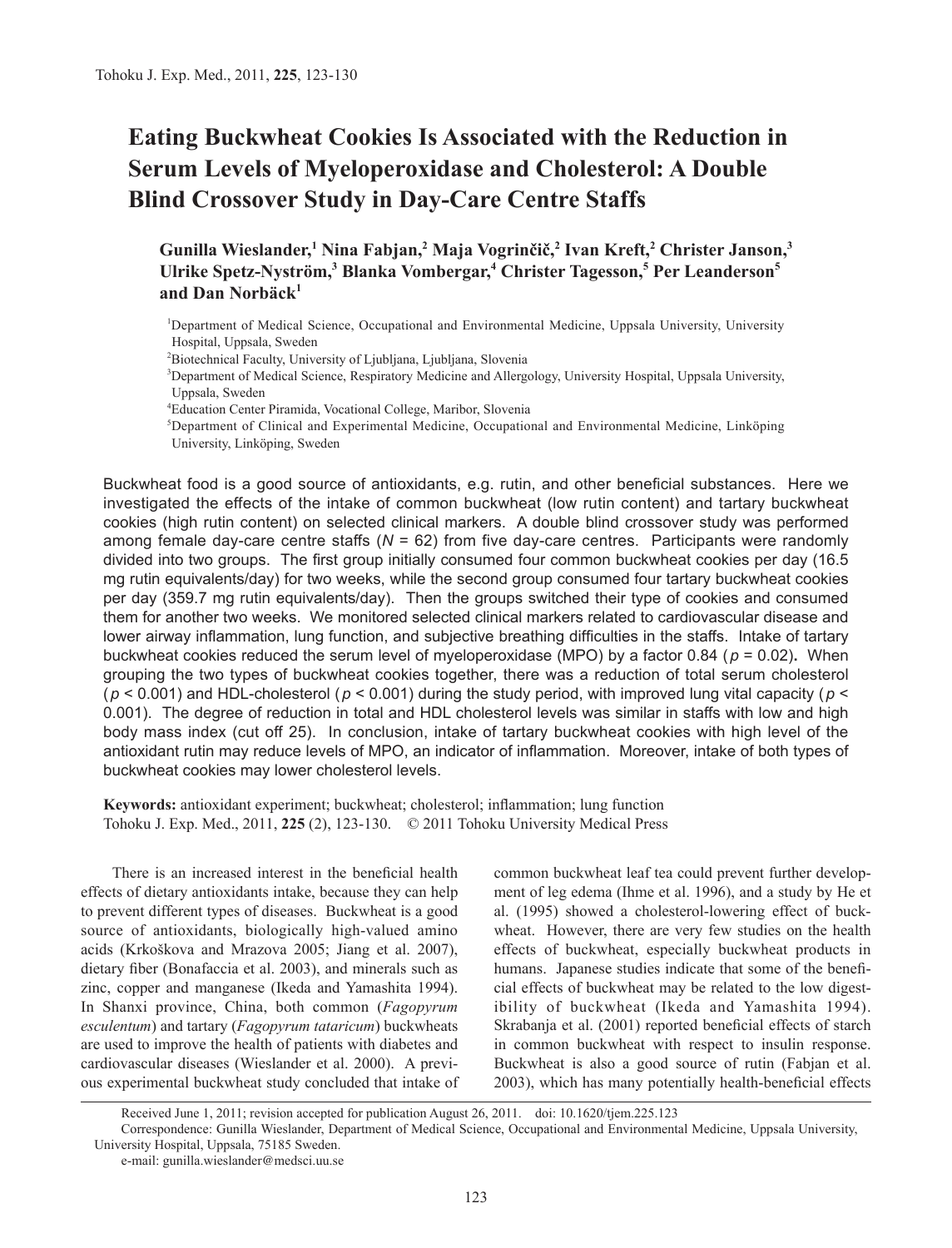# Eating Buckwheat Cookies Is Associated with the Reduction in Serum Levels of Myeloperoxidase and Cholesterol: A Double Blind Crossover Study in Day-Care Centre Staffs

**Gunilla Wieslander,[1] Nina Fabjan,[2] Maja Vogrinčič,[2] Ivan Kreft,[2] Christer Janson,[3] Ulrike Spetz-Nyström,[3] Blanka Vombergar,[4] Christer Tagesson,[5] Per Leanderson[5] and Dan Norbäck[1]**

[1]Department of Medical Science, Occupational and Environmental Medicine, Uppsala University, University Hospital, Uppsala, Sweden

[2]Biotechnical Faculty, University of Ljubljana, Ljubljana, Slovenia

[3]Department of Medical Science, Respiratory Medicine and Allergology, University Hospital, Uppsala University, Uppsala, Sweden

[4]Education Center Piramida, Vocational College, Maribor, Slovenia

[5]Department of Clinical and Experimental Medicine, Occupational and Environmental Medicine, Linköping University, Linköping, Sweden

Buckwheat food is a good source of antioxidants, e.g. rutin, and other beneficial substances. Here we investigated the effects of the intake of common buckwheat (low rutin content) and tartary buckwheat cookies (high rutin content) on selected clinical markers. A double blind crossover study was performed among female day-care centre staffs ($N = 62$) from five day-care centres. Participants were randomly divided into two groups. The first group initially consumed four common buckwheat cookies per day (16.5 mg rutin equivalents/day) for two weeks, while the second group consumed four tartary buckwheat cookies per day (359.7 mg rutin equivalents/day). Then the groups switched their type of cookies and consumed them for another two weeks. We monitored selected clinical markers related to cardiovascular disease and lower airway inflammation, lung function, and subjective breathing difficulties in the staffs. Intake of tartary buckwheat cookies reduced the serum level of myeloperoxidase (MPO) by a factor 0.84 ($p = 0.02$). When grouping the two types of buckwheat cookies together, there was a reduction of total serum cholesterol ($p < 0.001$) and HDL-cholesterol ($p < 0.001$) during the study period, with improved lung vital capacity ($p < 0.001$). The degree of reduction in total and HDL cholesterol levels was similar in staffs with low and high body mass index (cut off 25). In conclusion, intake of tartary buckwheat cookies with high level of the antioxidant rutin may reduce levels of MPO, an indicator of inflammation. Moreover, intake of both types of buckwheat cookies may lower cholesterol levels.

**Keywords:** antioxidant experiment; buckwheat; cholesterol; inflammation; lung function

Tohoku J. Exp. Med., 2011, **225** (2), 123-130. © 2011 Tohoku University Medical Press

There is an increased interest in the beneficial health effects of dietary antioxidants intake, because they can help to prevent different types of diseases. Buckwheat is a good source of antioxidants, biologically high-valued amino acids (Krkošková and Mrazova 2005; Jiang et al. 2007), dietary fiber (Bonafaccia et al. 2003), and minerals such as zinc, copper and manganese (Ikeda and Yamashita 1994). In Shanxi province, China, both common (*Fagopyrum esculentum*) and tartary (*Fagopyrum tataricum*) buckwheats are used to improve the health of patients with diabetes and cardiovascular diseases (Wieslander et al. 2000). A previous experimental buckwheat study concluded that intake of common buckwheat leaf tea could prevent further development of leg edema (Ihme et al. 1996), and a study by He et al. (1995) showed a cholesterol-lowering effect of buckwheat. However, there are very few studies on the health effects of buckwheat, especially buckwheat products in humans. Japanese studies indicate that some of the beneficial effects of buckwheat may be related to the low digestibility of buckwheat (Ikeda and Yamashita 1994). Skrabanja et al. (2001) reported beneficial effects of starch in common buckwheat with respect to insulin response. Buckwheat is also a good source of rutin (Fabjan et al. 2003), which has many potentially health-beneficial effects

Received June 1, 2011; revision accepted for publication August 26, 2011. doi: 10.1620/tjem.225.123

Correspondence: Gunilla Wieslander, Department of Medical Science, Occupational and Environmental Medicine, Uppsala University, University Hospital, Uppsala, 75185 Sweden.

e-mail: gunilla.wieslander@medsci.uu.se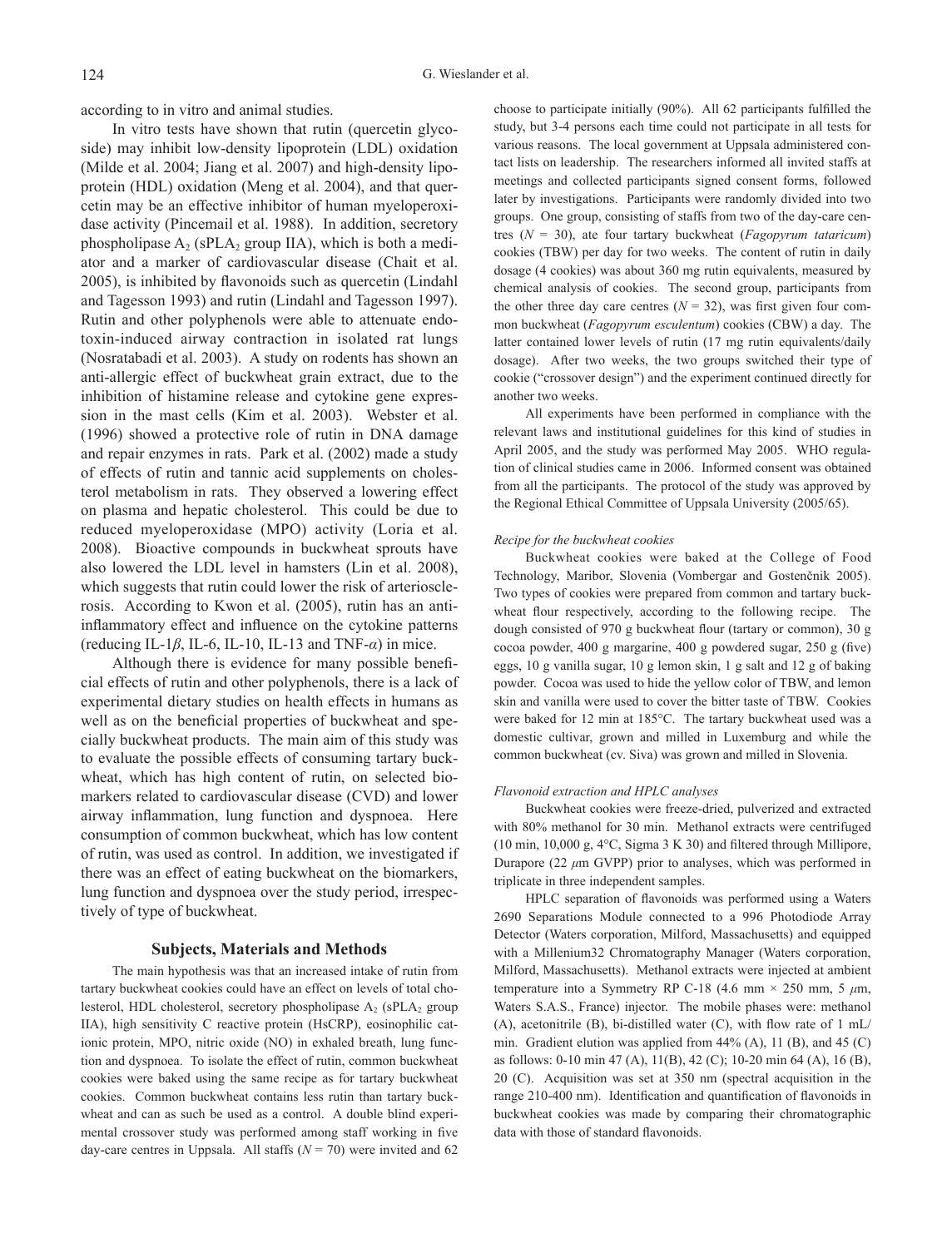according to in vitro and animal studies.

In vitro tests have shown that rutin (quercetin glycoside) may inhibit low-density lipoprotein (LDL) oxidation (Milde et al. 2004; Jiang et al. 2007) and high-density lipoprotein (HDL) oxidation (Meng et al. 2004), and that quercetin may be an effective inhibitor of human myeloperoxidase activity (Pincemail et al. 1988). In addition, secretory phospholipase $A_2$ (s$PLA_2$ group IIA), which is both a mediator and a marker of cardiovascular disease (Chait et al. 2005), is inhibited by flavonoids such as quercetin (Lindahl and Tagesson 1993) and rutin (Lindahl and Tagesson 1997). Rutin and other polyphenols were able to attenuate endotoxin-induced airway contraction in isolated rat lungs (Nosratabadi et al. 2003). A study on rodents has shown an anti-allergic effect of buckwheat grain extract, due to the inhibition of histamine release and cytokine gene expression in the mast cells (Kim et al. 2003). Webster et al. (1996) showed a protective role of rutin in DNA damage and repair enzymes in rats. Park et al. (2002) made a study of effects of rutin and tannic acid supplements on cholesterol metabolism in rats. They observed a lowering effect on plasma and hepatic cholesterol. This could be due to reduced myeloperoxidase (MPO) activity (Loria et al. 2008). Bioactive compounds in buckwheat sprouts have also lowered the LDL level in hamsters (Lin et al. 2008), which suggests that rutin could lower the risk of arteriosclerosis. According to Kwon et al. (2005), rutin has an anti-inflammatory effect and influence on the cytokine patterns (reducing IL-1$\beta$, IL-6, IL-10, IL-13 and TNF-$\alpha$) in mice.

Although there is evidence for many possible beneficial effects of rutin and other polyphenols, there is a lack of experimental dietary studies on health effects in humans as well as on the beneficial properties of buckwheat and specially buckwheat products. The main aim of this study was to evaluate the possible effects of consuming tartary buckwheat, which has high content of rutin, on selected biomarkers related to cardiovascular disease (CVD) and lower airway inflammation, lung function and dyspnoea. Here consumption of common buckwheat, which has low content of rutin, was used as control. In addition, we investigated if there was an effect of eating buckwheat on the biomarkers, lung function and dyspnoea over the study period, irrespectively of type of buckwheat.

## Subjects, Materials and Methods

The main hypothesis was that an increased intake of rutin from tartary buckwheat cookies could have an effect on levels of total cholesterol, HDL cholesterol, secretory phospholipase $A_2$ (s$PLA_2$ group IIA), high sensitivity C reactive protein (HsCRP), eosinophilic cationic protein, MPO, nitric oxide (NO) in exhaled breath, lung function and dyspnoea. To isolate the effect of rutin, common buckwheat cookies were baked using the same recipe as for tartary buckwheat cookies. Common buckwheat contains less rutin than tartary buckwheat and can as such be used as a control. A double blind experimental crossover study was performed among staff working in five day-care centres in Uppsala. All staffs ($N$ = 70) were invited and 62 choose to participate initially (90%). All 62 participants fulfilled the study, but 3-4 persons each time could not participate in all tests for various reasons. The local government at Uppsala administered contact lists on leadership. The researchers informed all invited staffs at meetings and collected participants signed consent forms, followed later by investigations. Participants were randomly divided into two groups. One group, consisting of staffs from two of the day-care centres ($N$ = 30), ate four tartary buckwheat (*Fagopyrum tataricum*) cookies (TBW) per day for two weeks. The content of rutin in daily dosage (4 cookies) was about 360 mg rutin equivalents, measured by chemical analysis of cookies. The second group, participants from the other three day care centres ($N$ = 32), was first given four common buckwheat (*Fagopyrum esculentum*) cookies (CBW) a day. The latter contained lower levels of rutin (17 mg rutin equivalents/daily dosage). After two weeks, the two groups switched their type of cookie ("crossover design") and the experiment continued directly for another two weeks.

All experiments have been performed in compliance with the relevant laws and institutional guidelines for this kind of studies in April 2005, and the study was performed May 2005. WHO regulation of clinical studies came in 2006. Informed consent was obtained from all the participants. The protocol of the study was approved by the Regional Ethical Committee of Uppsala University (2005/65).

### *Recipe for the buckwheat cookies*

Buckwheat cookies were baked at the College of Food Technology, Maribor, Slovenia (Vombergar and Gostenčnik 2005). Two types of cookies were prepared from common and tartary buckwheat flour respectively, according to the following recipe. The dough consisted of 970 g buckwheat flour (tartary or common), 30 g cocoa powder, 400 g margarine, 400 g powdered sugar, 250 g (five) eggs, 10 g vanilla sugar, 10 g lemon skin, 1 g salt and 12 g of baking powder. Cocoa was used to hide the yellow color of TBW, and lemon skin and vanilla were used to cover the bitter taste of TBW. Cookies were baked for 12 min at 185°C. The tartary buckwheat used was a domestic cultivar, grown and milled in Luxemburg and while the common buckwheat (cv. Siva) was grown and milled in Slovenia.

### *Flavonoid extraction and HPLC analyses*

Buckwheat cookies were freeze-dried, pulverized and extracted with 80% methanol for 30 min. Methanol extracts were centrifuged (10 min, 10,000 g, 4°C, Sigma 3 K 30) and filtered through Millipore, Durapore (22 $\mu$m GVPP) prior to analyses, which was performed in triplicate in three independent samples.

HPLC separation of flavonoids was performed using a Waters 2690 Separations Module connected to a 996 Photodiode Array Detector (Waters corporation, Milford, Massachusetts) and equipped with a Millenium32 Chromatography Manager (Waters corporation, Milford, Massachusetts). Methanol extracts were injected at ambient temperature into a Symmetry RP C-18 (4.6 mm × 250 mm, 5 $\mu$m, Waters S.A.S., France) injector. The mobile phases were: methanol (A), acetonitrile (B), bi-distilled water (C), with flow rate of 1 mL/min. Gradient elution was applied from 44% (A), 11 (B), and 45 (C) as follows: 0-10 min 47 (A), 11(B), 42 (C); 10-20 min 64 (A), 16 (B), 20 (C). Acquisition was set at 350 nm (spectral acquisition in the range 210-400 nm). Identification and quantification of flavonoids in buckwheat cookies was made by comparing their chromatographic data with those of standard flavonoids.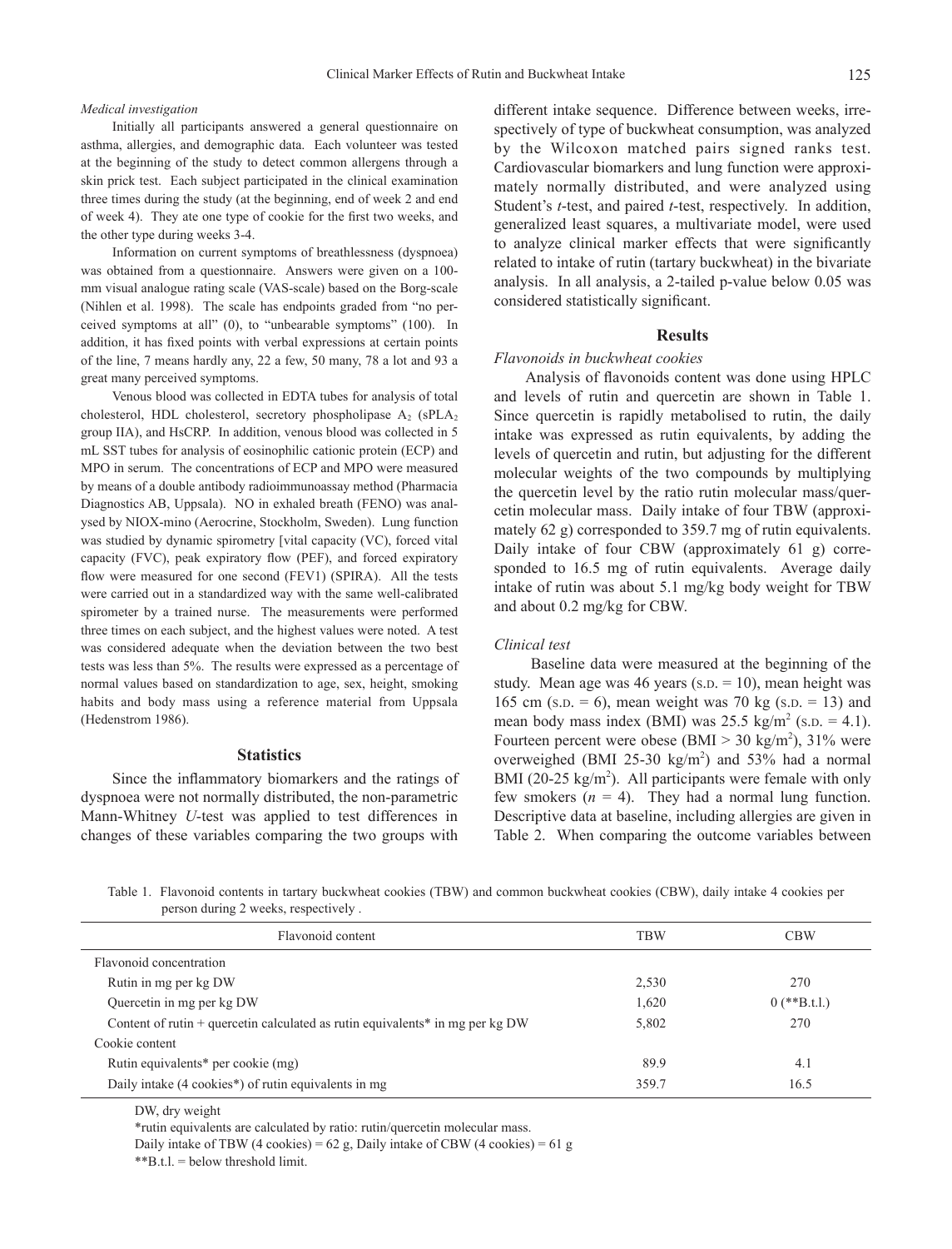*Medical investigation*

Initially all participants answered a general questionnaire on asthma, allergies, and demographic data. Each volunteer was tested at the beginning of the study to detect common allergens through a skin prick test. Each subject participated in the clinical examination three times during the study (at the beginning, end of week 2 and end of week 4). They ate one type of cookie for the first two weeks, and the other type during weeks 3-4.

Information on current symptoms of breathlessness (dyspnoea) was obtained from a questionnaire. Answers were given on a 100-mm visual analogue rating scale (VAS-scale) based on the Borg-scale (Nihlen et al. 1998). The scale has endpoints graded from "no perceived symptoms at all" (0), to "unbearable symptoms" (100). In addition, it has fixed points with verbal expressions at certain points of the line, 7 means hardly any, 22 a few, 50 many, 78 a lot and 93 a great many perceived symptoms.

Venous blood was collected in EDTA tubes for analysis of total cholesterol, HDL cholesterol, secretory phospholipase $A_2$ (s$PLA_2$ group IIA), and HsCRP. In addition, venous blood was collected in 5 mL SST tubes for analysis of eosinophilic cationic protein (ECP) and MPO in serum. The concentrations of ECP and MPO were measured by means of a double antibody radioimmunoassay method (Pharmacia Diagnostics AB, Uppsala). NO in exhaled breath (FENO) was analysed by NIOX-mino (Aerocrine, Stockholm, Sweden). Lung function was studied by dynamic spirometry [vital capacity (VC), forced vital capacity (FVC), peak expiratory flow (PEF), and forced expiratory flow were measured for one second (FEV1) (SPIRA). All the tests were carried out in a standardized way with the same well-calibrated spirometer by a trained nurse. The measurements were performed three times on each subject, and the highest values were noted. A test was considered adequate when the deviation between the two best tests was less than 5%. The results were expressed as a percentage of normal values based on standardization to age, sex, height, smoking habits and body mass using a reference material from Uppsala (Hedenstrom 1986).

## Statistics

Since the inflammatory biomarkers and the ratings of dyspnoea were not normally distributed, the non-parametric Mann-Whitney *U*-test was applied to test differences in changes of these variables comparing the two groups with different intake sequence. Difference between weeks, irrespectively of type of buckwheat consumption, was analyzed by the Wilcoxon matched pairs signed ranks test. Cardiovascular biomarkers and lung function were approximately normally distributed, and were analyzed using Student's *t*-test, and paired *t*-test, respectively. In addition, generalized least squares, a multivariate model, were used to analyze clinical marker effects that were significantly related to intake of rutin (tartary buckwheat) in the bivariate analysis. In all analysis, a 2-tailed p-value below 0.05 was considered statistically significant.

## Results

*Flavonoids in buckwheat cookies*

Analysis of flavonoids content was done using HPLC and levels of rutin and quercetin are shown in Table 1. Since quercetin is rapidly metabolised to rutin, the daily intake was expressed as rutin equivalents, by adding the levels of quercetin and rutin, but adjusting for the different molecular weights of the two compounds by multiplying the quercetin level by the ratio rutin molecular mass/quercetin molecular mass. Daily intake of four TBW (approximately 62 g) corresponded to 359.7 mg of rutin equivalents. Daily intake of four CBW (approximately 61 g) corresponded to 16.5 mg of rutin equivalents. Average daily intake of rutin was about 5.1 mg/kg body weight for TBW and about 0.2 mg/kg for CBW.

*Clinical test*

Baseline data were measured at the beginning of the study. Mean age was 46 years (S.D. = 10), mean height was 165 cm (S.D. = 6), mean weight was 70 kg (S.D. = 13) and mean body mass index (BMI) was 25.5 kg/m$^2$ (S.D. = 4.1). Fourteen percent were obese (BMI > 30 kg/m$^2$), 31% were overweighed (BMI 25-30 kg/m$^2$) and 53% had a normal BMI (20-25 kg/m$^2$). All participants were female with only few smokers ($n$ = 4). They had a normal lung function. Descriptive data at baseline, including allergies are given in Table 2. When comparing the outcome variables between

Table 1. Flavonoid contents in tartary buckwheat cookies (TBW) and common buckwheat cookies (CBW), daily intake 4 cookies per person during 2 weeks, respectively .

| Flavonoid content | TBW | CBW |
|---|---|---|
| Flavonoid concentration | | |
| Rutin in mg per kg DW | 2,530 | 270 |
| Quercetin in mg per kg DW | 1,620 | 0 (**B.t.l.) |
| Content of rutin + quercetin calculated as rutin equivalents* in mg per kg DW | 5,802 | 270 |
| Cookie content | | |
| Rutin equivalents* per cookie (mg) | 89.9 | 4.1 |
| Daily intake (4 cookies*) of rutin equivalents in mg | 359.7 | 16.5 |

DW, dry weight

*rutin equivalents are calculated by ratio: rutin/quercetin molecular mass.

Daily intake of TBW (4 cookies) = 62 g, Daily intake of CBW (4 cookies) = 61 g

**B.t.l. = below threshold limit.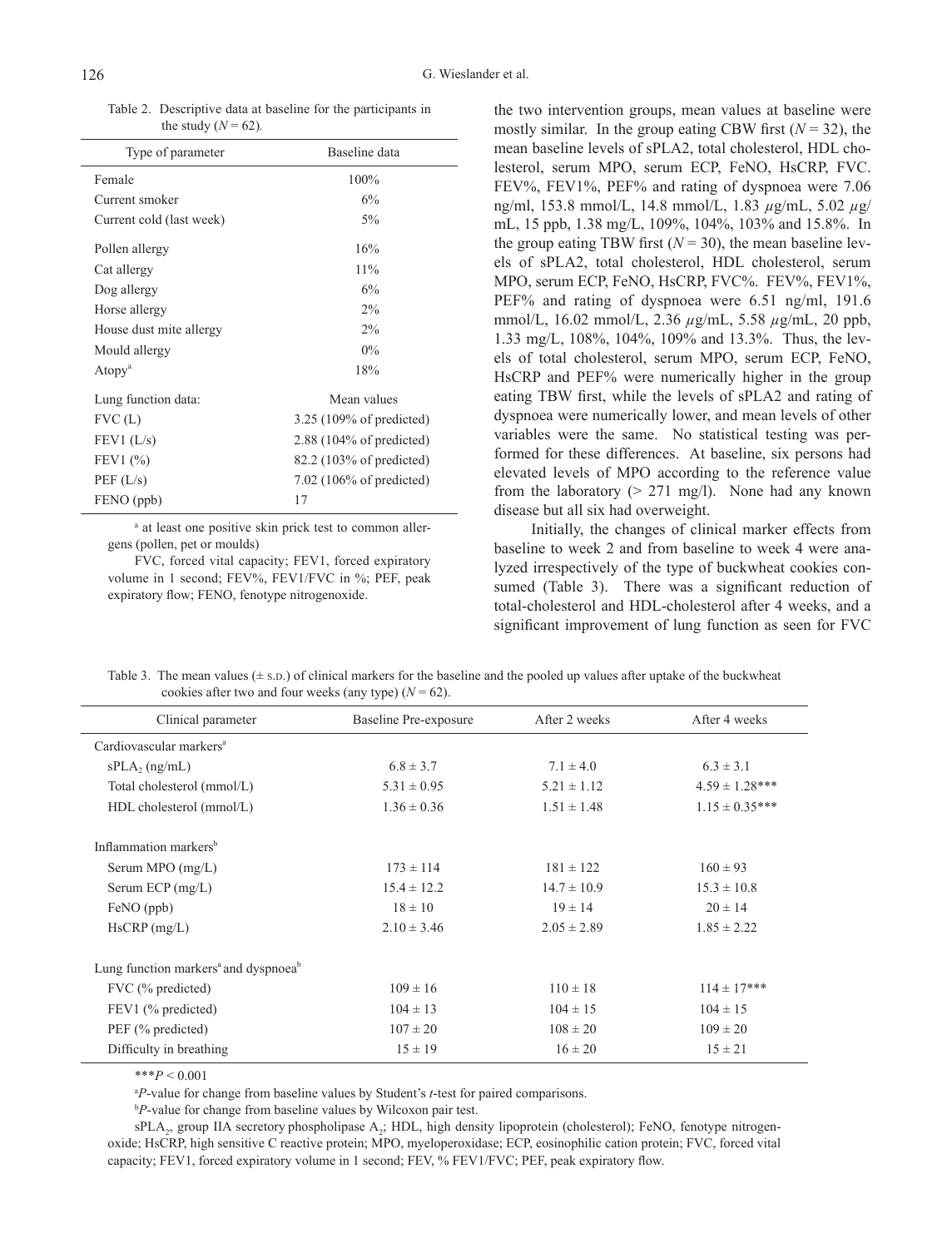Table 2. Descriptive data at baseline for the participants in the study ($N = 62$).

| Type of parameter | Baseline data |
|---|---|
| Female | 100% |
| Current smoker | 6% |
| Current cold (last week) | 5% |
| Pollen allergy | 16% |
| Cat allergy | 11% |
| Dog allergy | 6% |
| Horse allergy | 2% |
| House dust mite allergy | 2% |
| Mould allergy | 0% |
| Atopy[a] | 18% |
| Lung function data: | Mean values |
| FVC (L) | 3.25 (109% of predicted) |
| FEV1 (L/s) | 2.88 (104% of predicted) |
| FEV1 (%) | 82.2 (103% of predicted) |
| PEF (L/s) | 7.02 (106% of predicted) |
| FENO (ppb) | 17 |

[a] at least one positive skin prick test to common allergens (pollen, pet or moulds)

FVC, forced vital capacity; FEV1, forced expiratory volume in 1 second; FEV%, FEV1/FVC in %; PEF, peak expiratory flow; FENO, fenotype nitrogenoxide.

the two intervention groups, mean values at baseline were mostly similar. In the group eating CBW first ($N = 32$), the mean baseline levels of sPLA2, total cholesterol, HDL cholesterol, serum MPO, serum ECP, FeNO, HsCRP, FVC. FEV%, FEV1%, PEF% and rating of dyspnoea were 7.06 ng/ml, 153.8 mmol/L, 14.8 mmol/L, 1.83 $\mu$g/mL, 5.02 $\mu$g/mL, 15 ppb, 1.38 mg/L, 109%, 104%, 103% and 15.8%. In the group eating TBW first ($N = 30$), the mean baseline levels of sPLA2, total cholesterol, HDL cholesterol, serum MPO, serum ECP, FeNO, HsCRP, FVC%. FEV%, FEV1%, PEF% and rating of dyspnoea were 6.51 ng/ml, 191.6 mmol/L, 16.02 mmol/L, 2.36 $\mu$g/mL, 5.58 $\mu$g/mL, 20 ppb, 1.33 mg/L, 108%, 104%, 109% and 13.3%. Thus, the levels of total cholesterol, serum MPO, serum ECP, FeNO, HsCRP and PEF% were numerically higher in the group eating TBW first, while the levels of sPLA2 and rating of dyspnoea were numerically lower, and mean levels of other variables were the same. No statistical testing was performed for these differences. At baseline, six persons had elevated levels of MPO according to the reference value from the laboratory (> 271 mg/l). None had any known disease but all six had overweight.

Initially, the changes of clinical marker effects from baseline to week 2 and from baseline to week 4 were analyzed irrespectively of the type of buckwheat cookies consumed (Table 3). There was a significant reduction of total-cholesterol and HDL-cholesterol after 4 weeks, and a significant improvement of lung function as seen for FVC

Table 3. The mean values (± S.D.) of clinical markers for the baseline and the pooled up values after uptake of the buckwheat cookies after two and four weeks (any type) ($N = 62$).

| Clinical parameter | Baseline Pre-exposure | After 2 weeks | After 4 weeks |
|---|---|---|---|
| Cardiovascular markers[a] | | | |
| $sPLA_2$ (ng/mL) | 6.8 ± 3.7 | 7.1 ± 4.0 | 6.3 ± 3.1 |
| Total cholesterol (mmol/L) | 5.31 ± 0.95 | 5.21 ± 1.12 | 4.59 ± 1.28*** |
| HDL cholesterol (mmol/L) | 1.36 ± 0.36 | 1.51 ± 1.48 | 1.15 ± 0.35*** |
| Inflammation markers[b] | | | |
| Serum MPO (mg/L) | 173 ± 114 | 181 ± 122 | 160 ± 93 |
| Serum ECP (mg/L) | 15.4 ± 12.2 | 14.7 ± 10.9 | 15.3 ± 10.8 |
| FeNO (ppb) | 18 ± 10 | 19 ± 14 | 20 ± 14 |
| HsCRP (mg/L) | 2.10 ± 3.46 | 2.05 ± 2.89 | 1.85 ± 2.22 |
| Lung function markers[a] and dyspnoea[b] | | | |
| FVC (% predicted) | 109 ± 16 | 110 ± 18 | 114 ± 17*** |
| FEV1 (% predicted) | 104 ± 13 | 104 ± 15 | 104 ± 15 |
| PEF (% predicted) | 107 ± 20 | 108 ± 20 | 109 ± 20 |
| Difficulty in breathing | 15 ± 19 | 16 ± 20 | 15 ± 21 |

***$P < 0.001$

[a] $P$-value for change from baseline values by Student's $t$-test for paired comparisons.

[b] $P$-value for change from baseline values by Wilcoxon pair test.

$sPLA_2$, group IIA secretory phospholipase $A_2$; HDL, high density lipoprotein (cholesterol); FeNO, fenotype nitrogenoxide; HsCRP, high sensitive C reactive protein; MPO, myeloperoxidase; ECP, eosinophilic cation protein; FVC, forced vital capacity; FEV1, forced expiratory volume in 1 second; FEV, % FEV1/FVC; PEF, peak expiratory flow.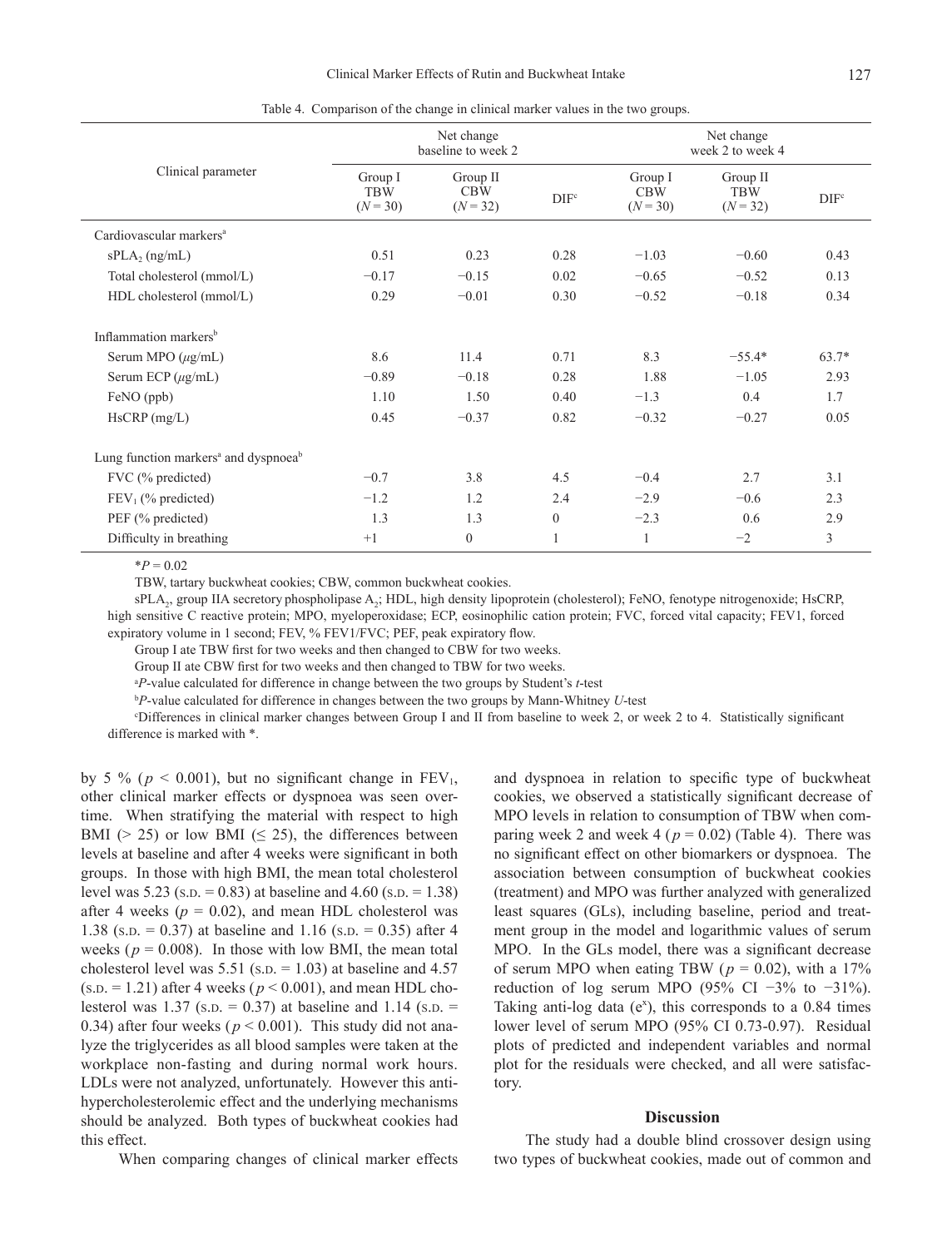Table 4. Comparison of the change in clinical marker values in the two groups.

| Clinical parameter | Net change baseline to week 2 | | | Net change week 2 to week 4 | | |
|---|---|---|---|---|---|---|
| | Group I TBW ($N = 30$) | Group II CBW ($N = 32$) | DIF[c] | Group I CBW ($N = 30$) | Group II TBW ($N = 32$) | DIF[c] |
| Cardiovascular markers[a] | | | | | | |
| $sPLA_2$ (ng/mL) | 0.51 | 0.23 | 0.28 | −1.03 | −0.60 | 0.43 |
| Total cholesterol (mmol/L) | −0.17 | −0.15 | 0.02 | −0.65 | −0.52 | 0.13 |
| HDL cholesterol (mmol/L) | 0.29 | −0.01 | 0.30 | −0.52 | −0.18 | 0.34 |
| Inflammation markers[b] | | | | | | |
| Serum MPO (μg/mL) | 8.6 | 11.4 | 0.71 | 8.3 | −55.4* | 63.7* |
| Serum ECP (μg/mL) | −0.89 | −0.18 | 0.28 | 1.88 | −1.05 | 2.93 |
| FeNO (ppb) | 1.10 | 1.50 | 0.40 | −1.3 | 0.4 | 1.7 |
| HsCRP (mg/L) | 0.45 | −0.37 | 0.82 | −0.32 | −0.27 | 0.05 |
| Lung function markers[a] and dyspnoea[b] | | | | | | |
| FVC (% predicted) | −0.7 | 3.8 | 4.5 | −0.4 | 2.7 | 3.1 |
| $FEV_1$ (% predicted) | −1.2 | 1.2 | 2.4 | −2.9 | −0.6 | 2.3 |
| PEF (% predicted) | 1.3 | 1.3 | 0 | −2.3 | 0.6 | 2.9 |
| Difficulty in breathing | +1 | 0 | 1 | 1 | −2 | 3 |

*$P = 0.02$

TBW, tartary buckwheat cookies; CBW, common buckwheat cookies.

$sPLA_2$, group IIA secretory phospholipase $A_2$; HDL, high density lipoprotein (cholesterol); FeNO, fenotype nitrogenoxide; HsCRP, high sensitive C reactive protein; MPO, myeloperoxidase; ECP, eosinophilic cation protein; FVC, forced vital capacity; FEV1, forced expiratory volume in 1 second; FEV, % FEV1/FVC; PEF, peak expiratory flow.

Group I ate TBW first for two weeks and then changed to CBW for two weeks.

Group II ate CBW first for two weeks and then changed to TBW for two weeks.

[a] *P*-value calculated for difference in change between the two groups by Student's *t*-test

[b] *P*-value calculated for difference in changes between the two groups by Mann-Whitney *U*-test

[c] Differences in clinical marker changes between Group I and II from baseline to week 2, or week 2 to 4. Statistically significant difference is marked with *.

by 5 % ($p < 0.001$), but no significant change in $FEV_1$, other clinical marker effects or dyspnoea was seen overtime. When stratifying the material with respect to high BMI (> 25) or low BMI (≤ 25), the differences between levels at baseline and after 4 weeks were significant in both groups. In those with high BMI, the mean total cholesterol level was 5.23 (S.D. = 0.83) at baseline and 4.60 (S.D. = 1.38) after 4 weeks ($p = 0.02$), and mean HDL cholesterol was 1.38 (S.D. = 0.37) at baseline and 1.16 (S.D. = 0.35) after 4 weeks ($p = 0.008$). In those with low BMI, the mean total cholesterol level was 5.51 (S.D. = 1.03) at baseline and 4.57 (S.D. = 1.21) after 4 weeks ($p < 0.001$), and mean HDL cholesterol was 1.37 (S.D. = 0.37) at baseline and 1.14 (S.D. = 0.34) after four weeks ($p < 0.001$). This study did not analyze the triglycerides as all blood samples were taken at the workplace non-fasting and during normal work hours. LDLs were not analyzed, unfortunately. However this anti-hypercholesterolemic effect and the underlying mechanisms should be analyzed. Both types of buckwheat cookies had this effect.

When comparing changes of clinical marker effects and dyspnoea in relation to specific type of buckwheat cookies, we observed a statistically significant decrease of MPO levels in relation to consumption of TBW when comparing week 2 and week 4 ($p = 0.02$) (Table 4). There was no significant effect on other biomarkers or dyspnoea. The association between consumption of buckwheat cookies (treatment) and MPO was further analyzed with generalized least squares (GLs), including baseline, period and treatment group in the model and logarithmic values of serum MPO. In the GLs model, there was a significant decrease of serum MPO when eating TBW ($p = 0.02$), with a 17% reduction of log serum MPO (95% CI −3% to −31%). Taking anti-log data ($e^x$), this corresponds to a 0.84 times lower level of serum MPO (95% CI 0.73-0.97). Residual plots of predicted and independent variables and normal plot for the residuals were checked, and all were satisfactory.

## Discussion

The study had a double blind crossover design using two types of buckwheat cookies, made out of common and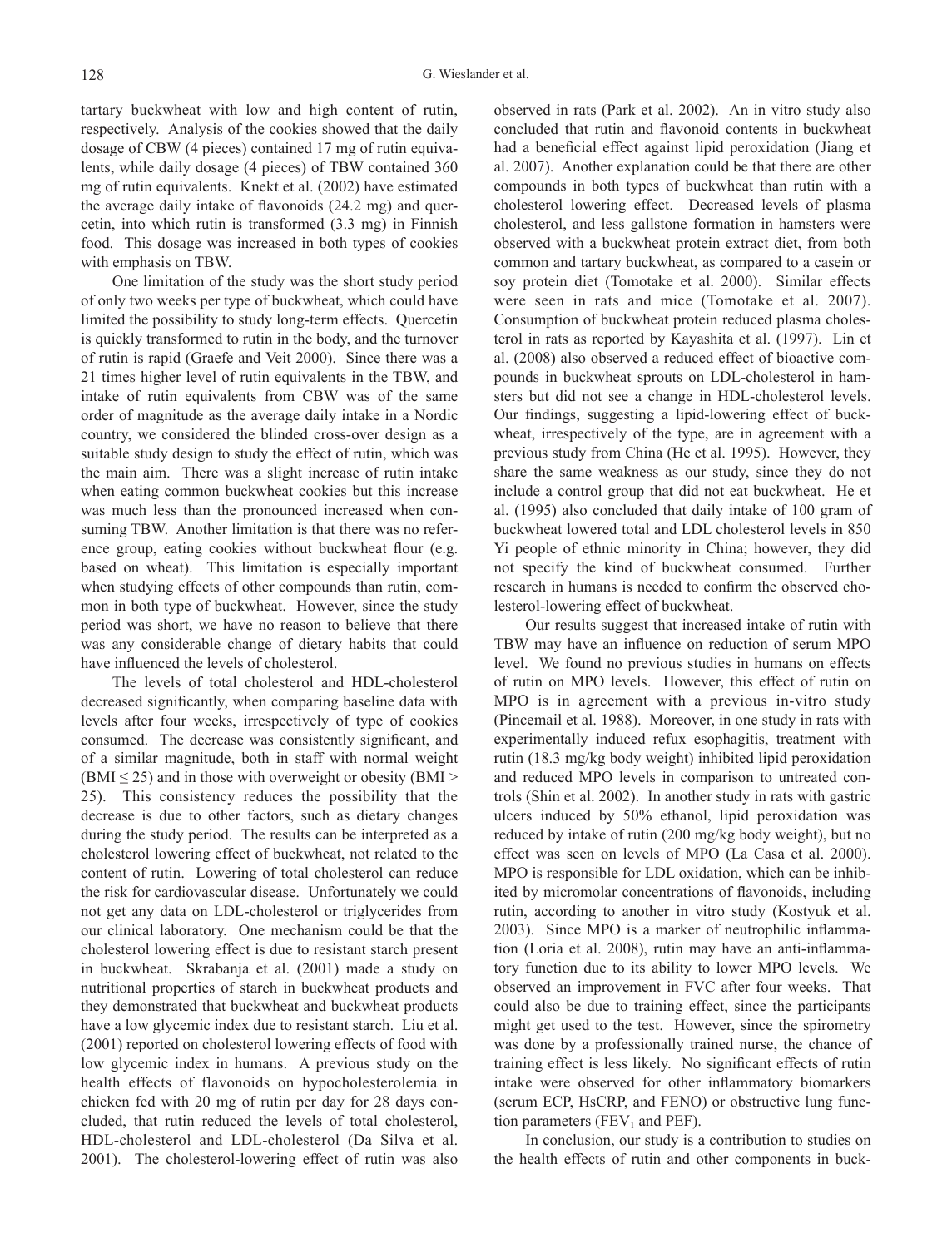tartary buckwheat with low and high content of rutin, respectively. Analysis of the cookies showed that the daily dosage of CBW (4 pieces) contained 17 mg of rutin equivalents, while daily dosage (4 pieces) of TBW contained 360 mg of rutin equivalents. Knekt et al. (2002) have estimated the average daily intake of flavonoids (24.2 mg) and quercetin, into which rutin is transformed (3.3 mg) in Finnish food. This dosage was increased in both types of cookies with emphasis on TBW.

One limitation of the study was the short study period of only two weeks per type of buckwheat, which could have limited the possibility to study long-term effects. Quercetin is quickly transformed to rutin in the body, and the turnover of rutin is rapid (Graefe and Veit 2000). Since there was a 21 times higher level of rutin equivalents in the TBW, and intake of rutin equivalents from CBW was of the same order of magnitude as the average daily intake in a Nordic country, we considered the blinded cross-over design as a suitable study design to study the effect of rutin, which was the main aim. There was a slight increase of rutin intake when eating common buckwheat cookies but this increase was much less than the pronounced increased when consuming TBW. Another limitation is that there was no reference group, eating cookies without buckwheat flour (e.g. based on wheat). This limitation is especially important when studying effects of other compounds than rutin, common in both type of buckwheat. However, since the study period was short, we have no reason to believe that there was any considerable change of dietary habits that could have influenced the levels of cholesterol.

The levels of total cholesterol and HDL-cholesterol decreased significantly, when comparing baseline data with levels after four weeks, irrespectively of type of cookies consumed. The decrease was consistently significant, and of a similar magnitude, both in staff with normal weight (BMI $\leq$ 25) and in those with overweight or obesity (BMI > 25). This consistency reduces the possibility that the decrease is due to other factors, such as dietary changes during the study period. The results can be interpreted as a cholesterol lowering effect of buckwheat, not related to the content of rutin. Lowering of total cholesterol can reduce the risk for cardiovascular disease. Unfortunately we could not get any data on LDL-cholesterol or triglycerides from our clinical laboratory. One mechanism could be that the cholesterol lowering effect is due to resistant starch present in buckwheat. Skrabanja et al. (2001) made a study on nutritional properties of starch in buckwheat products and they demonstrated that buckwheat and buckwheat products have a low glycemic index due to resistant starch. Liu et al. (2001) reported on cholesterol lowering effects of food with low glycemic index in humans. A previous study on the health effects of flavonoids on hypocholesterolemia in chicken fed with 20 mg of rutin per day for 28 days concluded, that rutin reduced the levels of total cholesterol, HDL-cholesterol and LDL-cholesterol (Da Silva et al. 2001). The cholesterol-lowering effect of rutin was also observed in rats (Park et al. 2002). An in vitro study also concluded that rutin and flavonoid contents in buckwheat had a beneficial effect against lipid peroxidation (Jiang et al. 2007). Another explanation could be that there are other compounds in both types of buckwheat than rutin with a cholesterol lowering effect. Decreased levels of plasma cholesterol, and less gallstone formation in hamsters were observed with a buckwheat protein extract diet, from both common and tartary buckwheat, as compared to a casein or soy protein diet (Tomotake et al. 2000). Similar effects were seen in rats and mice (Tomotake et al. 2007). Consumption of buckwheat protein reduced plasma cholesterol in rats as reported by Kayashita et al. (1997). Lin et al. (2008) also observed a reduced effect of bioactive compounds in buckwheat sprouts on LDL-cholesterol in hamsters but did not see a change in HDL-cholesterol levels. Our findings, suggesting a lipid-lowering effect of buckwheat, irrespectively of the type, are in agreement with a previous study from China (He et al. 1995). However, they share the same weakness as our study, since they do not include a control group that did not eat buckwheat. He et al. (1995) also concluded that daily intake of 100 gram of buckwheat lowered total and LDL cholesterol levels in 850 Yi people of ethnic minority in China; however, they did not specify the kind of buckwheat consumed. Further research in humans is needed to confirm the observed cholesterol-lowering effect of buckwheat.

Our results suggest that increased intake of rutin with TBW may have an influence on reduction of serum MPO level. We found no previous studies in humans on effects of rutin on MPO levels. However, this effect of rutin on MPO is in agreement with a previous in-vitro study (Pincemail et al. 1988). Moreover, in one study in rats with experimentally induced refux esophagitis, treatment with rutin (18.3 mg/kg body weight) inhibited lipid peroxidation and reduced MPO levels in comparison to untreated controls (Shin et al. 2002). In another study in rats with gastric ulcers induced by 50% ethanol, lipid peroxidation was reduced by intake of rutin (200 mg/kg body weight), but no effect was seen on levels of MPO (La Casa et al. 2000). MPO is responsible for LDL oxidation, which can be inhibited by micromolar concentrations of flavonoids, including rutin, according to another in vitro study (Kostyuk et al. 2003). Since MPO is a marker of neutrophilic inflammation (Loria et al. 2008), rutin may have an anti-inflammatory function due to its ability to lower MPO levels. We observed an improvement in FVC after four weeks. That could also be due to training effect, since the participants might get used to the test. However, since the spirometry was done by a professionally trained nurse, the chance of training effect is less likely. No significant effects of rutin intake were observed for other inflammatory biomarkers (serum ECP, HsCRP, and FENO) or obstructive lung function parameters ($FEV_1$ and PEF).

In conclusion, our study is a contribution to studies on the health effects of rutin and other components in buck-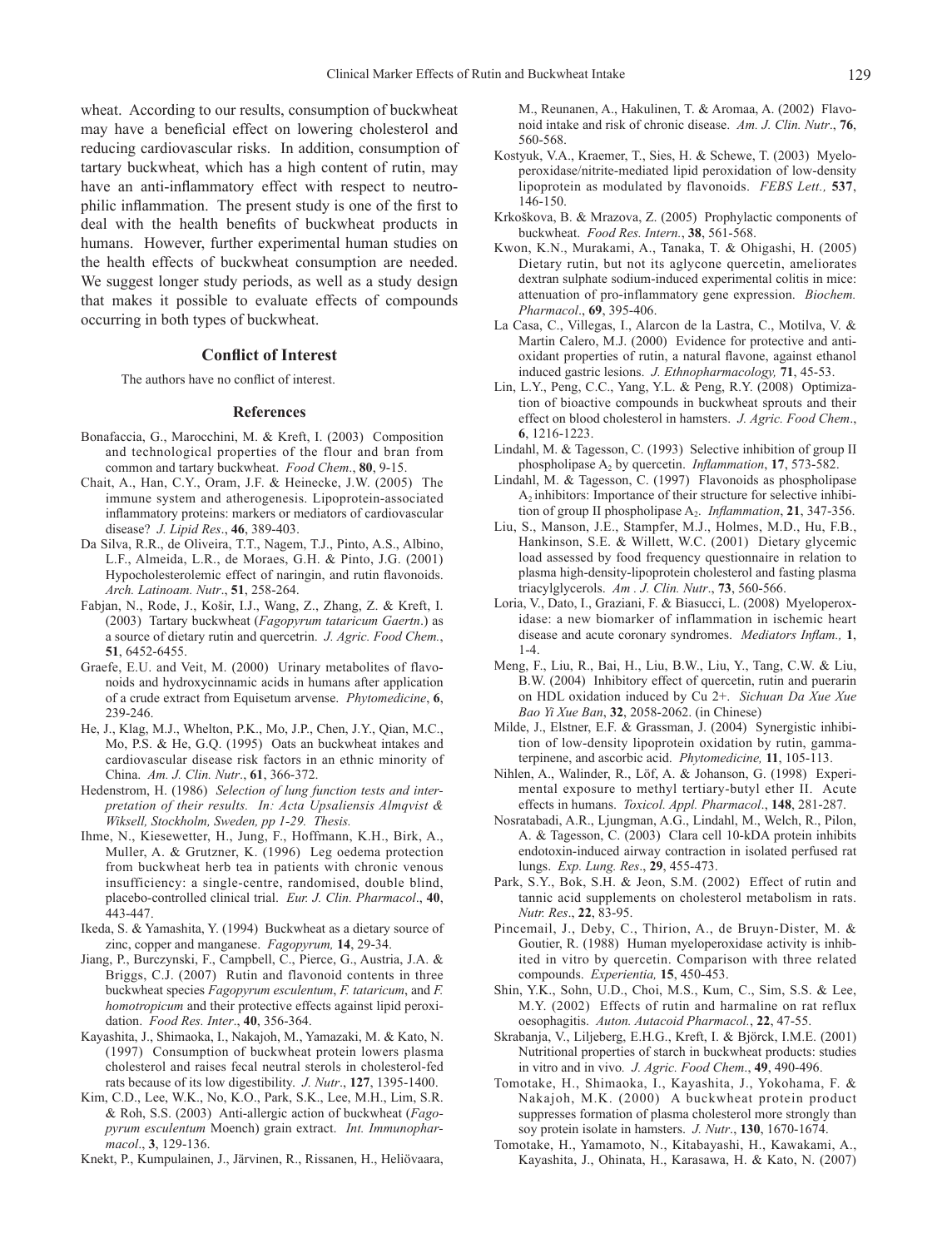wheat. According to our results, consumption of buckwheat may have a beneficial effect on lowering cholesterol and reducing cardiovascular risks. In addition, consumption of tartary buckwheat, which has a high content of rutin, may have an anti-inflammatory effect with respect to neutrophilic inflammation. The present study is one of the first to deal with the health benefits of buckwheat products in humans. However, further experimental human studies on the health effects of buckwheat consumption are needed. We suggest longer study periods, as well as a study design that makes it possible to evaluate effects of compounds occurring in both types of buckwheat.

## Conflict of Interest

The authors have no conflict of interest.

## References

Bonafaccia, G., Marocchini, M. & Kreft, I. (2003) Composition and technological properties of the flour and bran from common and tartary buckwheat. *Food Chem*., **80**, 9-15.

Chait, A., Han, C.Y., Oram, J.F. & Heinecke, J.W. (2005) The immune system and atherogenesis. Lipoprotein-associated inflammatory proteins: markers or mediators of cardiovascular disease? *J. Lipid Res*., **46**, 389-403.

Da Silva, R.R., de Oliveira, T.T., Nagem, T.J., Pinto, A.S., Albino, L.F., Almeida, L.R., de Moraes, G.H. & Pinto, J.G. (2001) Hypocholesterolemic effect of naringin, and rutin flavonoids. *Arch. Latinoam. Nutr*., **51**, 258-264.

Fabjan, N., Rode, J., Košir, I.J., Wang, Z., Zhang, Z. & Kreft, I. (2003) Tartary buckwheat (*Fagopyrum tataricum Gaertn*.) as a source of dietary rutin and quercetrin. *J. Agric. Food Chem.*, **51**, 6452-6455.

Graefe, E.U. and Veit, M. (2000) Urinary metabolites of flavonoids and hydroxycinnamic acids in humans after application of a crude extract from Equisetum arvense. *Phytomedicine*, **6**, 239-246.

He, J., Klag, M.J., Whelton, P.K., Mo, J.P., Chen, J.Y., Qian, M.C., Mo, P.S. & He, G.Q. (1995) Oats an buckwheat intakes and cardiovascular disease risk factors in an ethnic minority of China. *Am. J. Clin. Nutr*., **61**, 366-372.

Hedenstrom, H. (1986) *Selection of lung function tests and interpretation of their results. In: Acta Upsaliensis Almqvist & Wiksell, Stockholm, Sweden, pp 1-29. Thesis.*

Ihme, N., Kiesewetter, H., Jung, F., Hoffmann, K.H., Birk, A., Muller, A. & Grutzner, K. (1996) Leg oedema protection from buckwheat herb tea in patients with chronic venous insufficiency: a single-centre, randomised, double blind, placebo-controlled clinical trial. *Eur. J. Clin. Pharmacol*., **40**, 443-447.

Ikeda, S. & Yamashita, Y. (1994) Buckwheat as a dietary source of zinc, copper and manganese. *Fagopyrum,* **14**, 29-34.

Jiang, P., Burczynski, F., Campbell, C., Pierce, G., Austria, J.A. & Briggs, C.J. (2007) Rutin and flavonoid contents in three buckwheat species *Fagopyrum esculentum*, *F. tataricum*, and *F. homotropicum* and their protective effects against lipid peroxidation. *Food Res. Inter*., **40**, 356-364.

Kayashita, J., Shimaoka, I., Nakajoh, M., Yamazaki, M. & Kato, N. (1997) Consumption of buckwheat protein lowers plasma cholesterol and raises fecal neutral sterols in cholesterol-fed rats because of its low digestibility. *J. Nutr*., **127**, 1395-1400.

Kim, C.D., Lee, W.K., No, K.O., Park, S.K., Lee, M.H., Lim, S.R. & Roh, S.S. (2003) Anti-allergic action of buckwheat (*Fagopyrum esculentum* Moench) grain extract. *Int. Immunopharmacol*., **3**, 129-136.

Knekt, P., Kumpulainen, J., Järvinen, R., Rissanen, H., Heliövaara, M., Reunanen, A., Hakulinen, T. & Aromaa, A. (2002) Flavonoid intake and risk of chronic disease. *Am. J. Clin. Nutr*., **76**, 560-568.

Kostyuk, V.A., Kraemer, T., Sies, H. & Schewe, T. (2003) Myeloperoxidase/nitrite-mediated lipid peroxidation of low-density lipoprotein as modulated by flavonoids. *FEBS Lett.,* **537**, 146-150.

Krkoškova, B. & Mrazova, Z. (2005) Prophylactic components of buckwheat. *Food Res. Intern.*, **38**, 561-568.

Kwon, K.N., Murakami, A., Tanaka, T. & Ohigashi, H. (2005) Dietary rutin, but not its aglycone quercetin, ameliorates dextran sulphate sodium-induced experimental colitis in mice: attenuation of pro-inflammatory gene expression. *Biochem. Pharmacol*., **69**, 395-406.

La Casa, C., Villegas, I., Alarcon de la Lastra, C., Motilva, V. & Martin Calero, M.J. (2000) Evidence for protective and antioxidant properties of rutin, a natural flavone, against ethanol induced gastric lesions. *J. Ethnopharmacology,* **71**, 45-53.

Lin, L.Y., Peng, C.C., Yang, Y.L. & Peng, R.Y. (2008) Optimization of bioactive compounds in buckwheat sprouts and their effect on blood cholesterol in hamsters. *J. Agric. Food Chem*., **6**, 1216-1223.

Lindahl, M. & Tagesson, C. (1993) Selective inhibition of group II phospholipase $A_2$ by quercetin. *Inflammation*, **17**, 573-582.

Lindahl, M. & Tagesson, C. (1997) Flavonoids as phospholipase $A_2$ inhibitors: Importance of their structure for selective inhibition of group II phospholipase $A_2$. *Inflammation*, **21**, 347-356.

Liu, S., Manson, J.E., Stampfer, M.J., Holmes, M.D., Hu, F.B., Hankinson, S.E. & Willett, W.C. (2001) Dietary glycemic load assessed by food frequency questionnaire in relation to plasma high-density-lipoprotein cholesterol and fasting plasma triacylglycerols. *Am . J. Clin. Nutr*., **73**, 560-566.

Loria, V., Dato, I., Graziani, F. & Biasucci, L. (2008) Myeloperoxidase: a new biomarker of inflammation in ischemic heart disease and acute coronary syndromes. *Mediators Inflam.,* **1**, 1-4.

Meng, F., Liu, R., Bai, H., Liu, B.W., Liu, Y., Tang, C.W. & Liu, B.W. (2004) Inhibitory effect of quercetin, rutin and puerarin on HDL oxidation induced by Cu 2+. *Sichuan Da Xue Xue Bao Yi Xue Ban*, **32**, 2058-2062. (in Chinese)

Milde, J., Elstner, E.F. & Grassman, J. (2004) Synergistic inhibition of low-density lipoprotein oxidation by rutin, gamma-terpinene, and ascorbic acid. *Phytomedicine,* **11**, 105-113.

Nihlen, A., Walinder, R., Löf, A. & Johanson, G. (1998) Experimental exposure to methyl tertiary-butyl ether II. Acute effects in humans. *Toxicol. Appl. Pharmacol*., **148**, 281-287.

Nosratabadi, A.R., Ljungman, A.G., Lindahl, M., Welch, R., Pilon, A. & Tagesson, C. (2003) Clara cell 10-kDA protein inhibits endotoxin-induced airway contraction in isolated perfused rat lungs. *Exp. Lung. Res*., **29**, 455-473.

Park, S.Y., Bok, S.H. & Jeon, S.M. (2002) Effect of rutin and tannic acid supplements on cholesterol metabolism in rats. *Nutr. Res*., **22**, 83-95.

Pincemail, J., Deby, C., Thirion, A., de Bruyn-Dister, M. & Goutier, R. (1988) Human myeloperoxidase activity is inhibited in vitro by quercetin. Comparison with three related compounds. *Experientia,* **15**, 450-453.

Shin, Y.K., Sohn, U.D., Choi, M.S., Kum, C., Sim, S.S. & Lee, M.Y. (2002) Effects of rutin and harmaline on rat reflux oesophagitis. *Auton. Autacoid Pharmacol.*, **22**, 47-55.

Skrabanja, V., Liljeberg, E.H.G., Kreft, I. & Björck, I.M.E. (2001) Nutritional properties of starch in buckwheat products: studies in vitro and in vivo*. J. Agric. Food Chem*., **49**, 490-496.

Tomotake, H., Shimaoka, I., Kayashita, J., Yokohama, F. & Nakajoh, M.K. (2000) A buckwheat protein product suppresses formation of plasma cholesterol more strongly than soy protein isolate in hamsters. *J. Nutr*., **130**, 1670-1674.

Tomotake, H., Yamamoto, N., Kitabayashi, H., Kawakami, A., Kayashita, J., Ohinata, H., Karasawa, H. & Kato, N. (2007)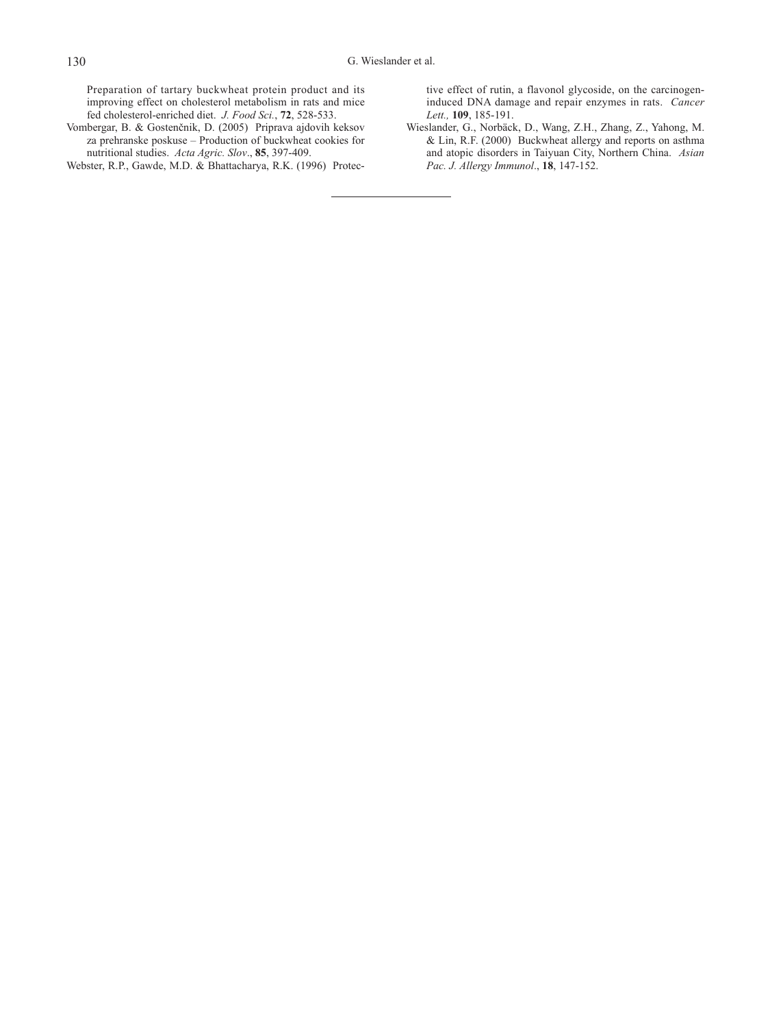Preparation of tartary buckwheat protein product and its improving effect on cholesterol metabolism in rats and mice fed cholesterol-enriched diet. *J. Food Sci.*, **72**, 528-533.

Vombergar, B. & Gostenčnik, D. (2005) Priprava ajdovih keksov za prehranske poskuse – Production of buckwheat cookies for nutritional studies. *Acta Agric. Slov*., **85**, 397-409.

Webster, R.P., Gawde, M.D. & Bhattacharya, R.K. (1996) Protective effect of rutin, a flavonol glycoside, on the carcinogen-induced DNA damage and repair enzymes in rats. *Cancer Lett.,* **109**, 185-191.

Wieslander, G., Norbäck, D., Wang, Z.H., Zhang, Z., Yahong, M. & Lin, R.F. (2000) Buckwheat allergy and reports on asthma and atopic disorders in Taiyuan City, Northern China. *Asian Pac. J. Allergy Immunol*., **18**, 147-152.